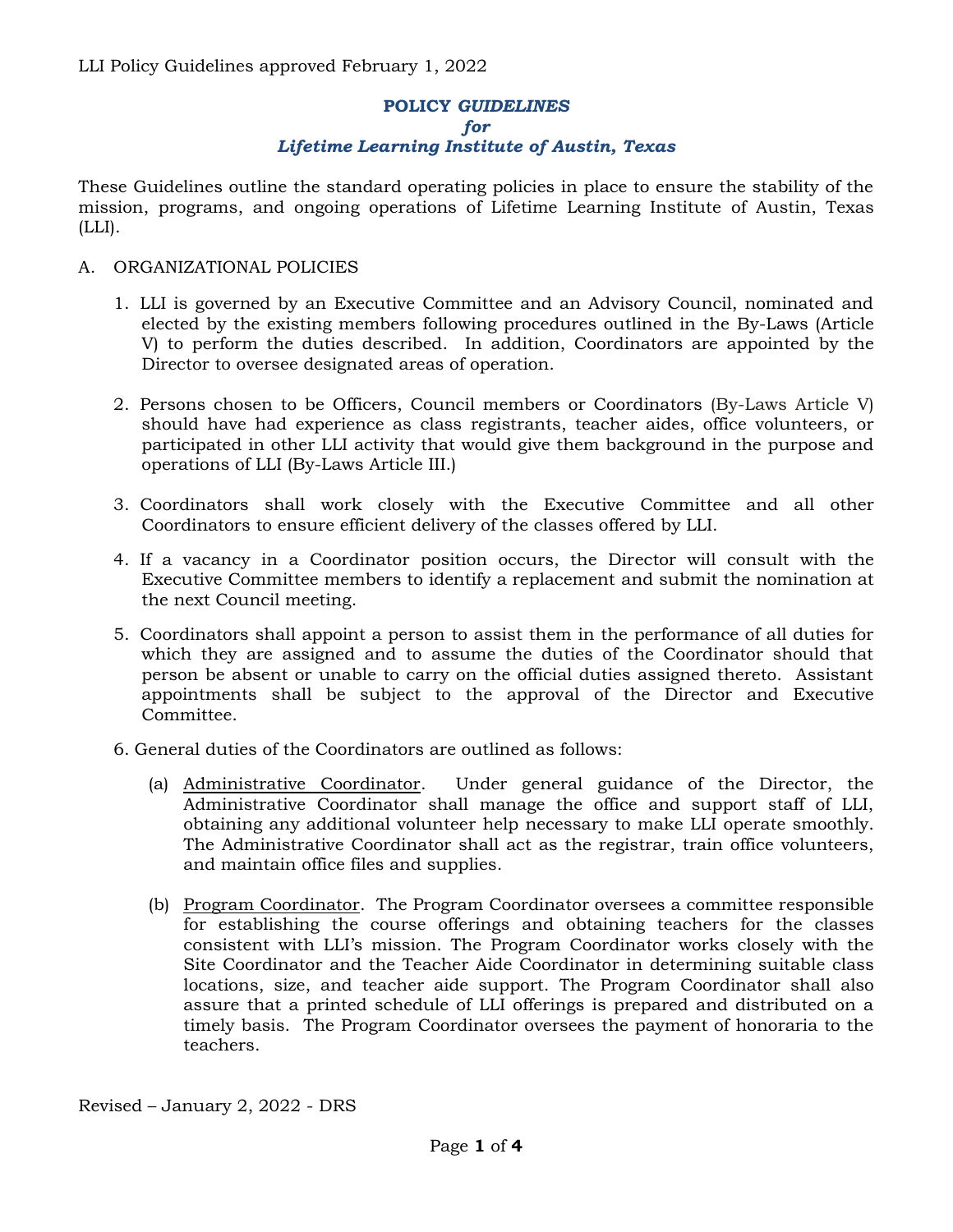# POLICY *GUIDELINES*
## *for*
## *Lifetime Learning Institute of Austin, Texas*

These Guidelines outline the standard operating policies in place to ensure the stability of the mission, programs, and ongoing operations of Lifetime Learning Institute of Austin, Texas (LLI).

A. ORGANIZATIONAL POLICIES

1. LLI is governed by an Executive Committee and an Advisory Council, nominated and elected by the existing members following procedures outlined in the By-Laws (Article V) to perform the duties described. In addition, Coordinators are appointed by the Director to oversee designated areas of operation.

2. Persons chosen to be Officers, Council members or Coordinators (By-Laws Article V) should have had experience as class registrants, teacher aides, office volunteers, or participated in other LLI activity that would give them background in the purpose and operations of LLI (By-Laws Article III.)

3. Coordinators shall work closely with the Executive Committee and all other Coordinators to ensure efficient delivery of the classes offered by LLI.

4. If a vacancy in a Coordinator position occurs, the Director will consult with the Executive Committee members to identify a replacement and submit the nomination at the next Council meeting.

5. Coordinators shall appoint a person to assist them in the performance of all duties for which they are assigned and to assume the duties of the Coordinator should that person be absent or unable to carry on the official duties assigned thereto. Assistant appointments shall be subject to the approval of the Director and Executive Committee.

6. General duties of the Coordinators are outlined as follows:

   (a) Administrative Coordinator. Under general guidance of the Director, the Administrative Coordinator shall manage the office and support staff of LLI, obtaining any additional volunteer help necessary to make LLI operate smoothly. The Administrative Coordinator shall act as the registrar, train office volunteers, and maintain office files and supplies.

   (b) Program Coordinator. The Program Coordinator oversees a committee responsible for establishing the course offerings and obtaining teachers for the classes consistent with LLI's mission. The Program Coordinator works closely with the Site Coordinator and the Teacher Aide Coordinator in determining suitable class locations, size, and teacher aide support. The Program Coordinator shall also assure that a printed schedule of LLI offerings is prepared and distributed on a timely basis. The Program Coordinator oversees the payment of honoraria to the teachers.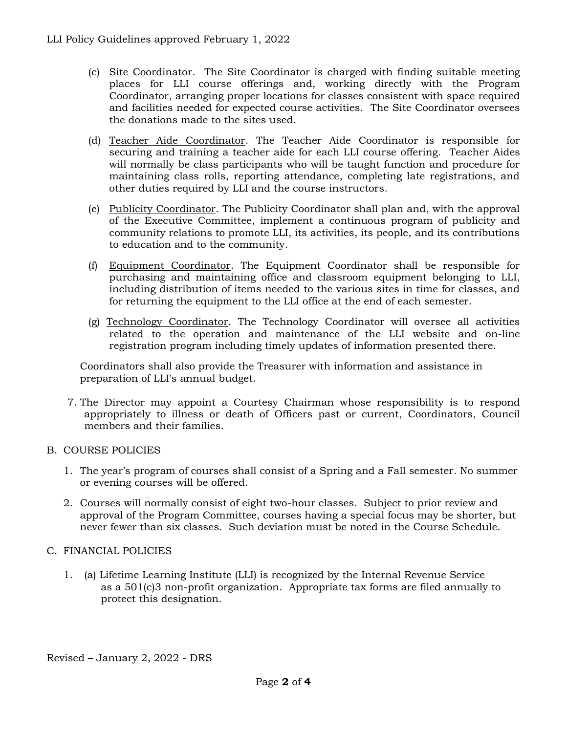(c) Site Coordinator. The Site Coordinator is charged with finding suitable meeting places for LLI course offerings and, working directly with the Program Coordinator, arranging proper locations for classes consistent with space required and facilities needed for expected course activities. The Site Coordinator oversees the donations made to the sites used.

(d) Teacher Aide Coordinator. The Teacher Aide Coordinator is responsible for securing and training a teacher aide for each LLI course offering. Teacher Aides will normally be class participants who will be taught function and procedure for maintaining class rolls, reporting attendance, completing late registrations, and other duties required by LLI and the course instructors.

(e) Publicity Coordinator. The Publicity Coordinator shall plan and, with the approval of the Executive Committee, implement a continuous program of publicity and community relations to promote LLI, its activities, its people, and its contributions to education and to the community.

(f) Equipment Coordinator. The Equipment Coordinator shall be responsible for purchasing and maintaining office and classroom equipment belonging to LLI, including distribution of items needed to the various sites in time for classes, and for returning the equipment to the LLI office at the end of each semester.

(g) Technology Coordinator. The Technology Coordinator will oversee all activities related to the operation and maintenance of the LLI website and on-line registration program including timely updates of information presented there.

Coordinators shall also provide the Treasurer with information and assistance in preparation of LLI's annual budget.

7. The Director may appoint a Courtesy Chairman whose responsibility is to respond appropriately to illness or death of Officers past or current, Coordinators, Council members and their families.

## B. COURSE POLICIES

1. The year's program of courses shall consist of a Spring and a Fall semester. No summer or evening courses will be offered.
2. Courses will normally consist of eight two-hour classes. Subject to prior review and approval of the Program Committee, courses having a special focus may be shorter, but never fewer than six classes. Such deviation must be noted in the Course Schedule.

## C. FINANCIAL POLICIES

1. (a) Lifetime Learning Institute (LLI) is recognized by the Internal Revenue Service as a 501(c)3 non-profit organization. Appropriate tax forms are filed annually to protect this designation.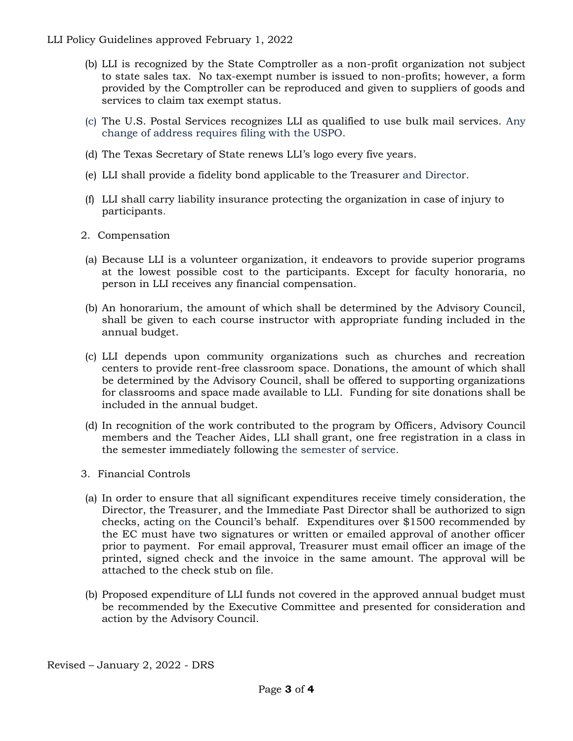(b) LLI is recognized by the State Comptroller as a non-profit organization not subject to state sales tax. No tax-exempt number is issued to non-profits; however, a form provided by the Comptroller can be reproduced and given to suppliers of goods and services to claim tax exempt status.

(c) The U.S. Postal Services recognizes LLI as qualified to use bulk mail services. Any change of address requires filing with the USPO.

(d) The Texas Secretary of State renews LLI's logo every five years.

(e) LLI shall provide a fidelity bond applicable to the Treasurer and Director.

(f) LLI shall carry liability insurance protecting the organization in case of injury to participants.

2. Compensation

(a) Because LLI is a volunteer organization, it endeavors to provide superior programs at the lowest possible cost to the participants. Except for faculty honoraria, no person in LLI receives any financial compensation.

(b) An honorarium, the amount of which shall be determined by the Advisory Council, shall be given to each course instructor with appropriate funding included in the annual budget.

(c) LLI depends upon community organizations such as churches and recreation centers to provide rent-free classroom space. Donations, the amount of which shall be determined by the Advisory Council, shall be offered to supporting organizations for classrooms and space made available to LLI. Funding for site donations shall be included in the annual budget.

(d) In recognition of the work contributed to the program by Officers, Advisory Council members and the Teacher Aides, LLI shall grant, one free registration in a class in the semester immediately following the semester of service.

3. Financial Controls

(a) In order to ensure that all significant expenditures receive timely consideration, the Director, the Treasurer, and the Immediate Past Director shall be authorized to sign checks, acting on the Council's behalf. Expenditures over $1500 recommended by the EC must have two signatures or written or emailed approval of another officer prior to payment. For email approval, Treasurer must email officer an image of the printed, signed check and the invoice in the same amount. The approval will be attached to the check stub on file.

(b) Proposed expenditure of LLI funds not covered in the approved annual budget must be recommended by the Executive Committee and presented for consideration and action by the Advisory Council.

Revised – January 2, 2022 - DRS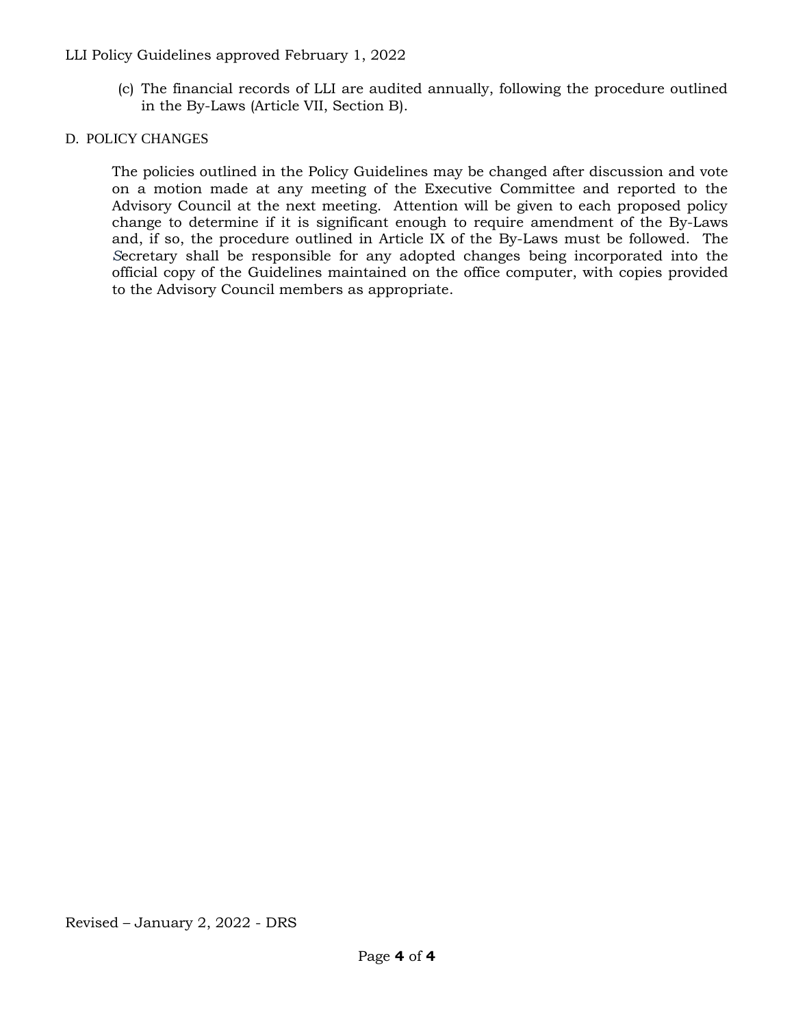(c) The financial records of LLI are audited annually, following the procedure outlined in the By-Laws (Article VII, Section B).

## D. POLICY CHANGES

The policies outlined in the Policy Guidelines may be changed after discussion and vote on a motion made at any meeting of the Executive Committee and reported to the Advisory Council at the next meeting. Attention will be given to each proposed policy change to determine if it is significant enough to require amendment of the By-Laws and, if so, the procedure outlined in Article IX of the By-Laws must be followed. The Secretary shall be responsible for any adopted changes being incorporated into the official copy of the Guidelines maintained on the office computer, with copies provided to the Advisory Council members as appropriate.